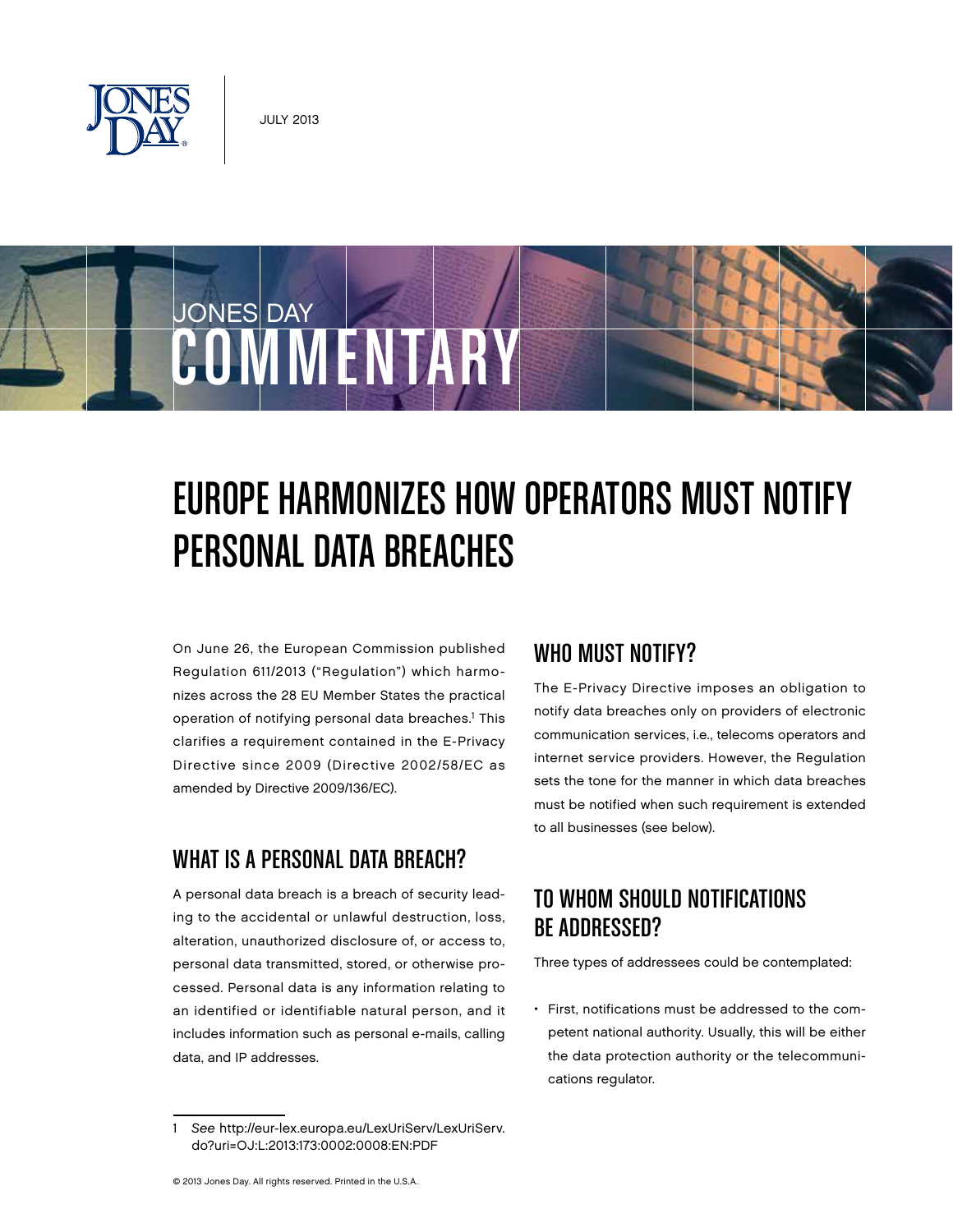JULY 2013

# EUROPE HARMONIZES HOW OPERATORS MUST NOTIFY PERSONAL DATA BREACHES

On June 26, the European Commission published Regulation 611/2013 ("Regulation") which harmonizes across the 28 EU Member States the practical operation of notifying personal data breaches.[1] This clarifies a requirement contained in the E-Privacy Directive since 2009 (Directive 2002/58/EC as amended by Directive 2009/136/EC).

## WHAT IS A PERSONAL DATA BREACH?

A personal data breach is a breach of security leading to the accidental or unlawful destruction, loss, alteration, unauthorized disclosure of, or access to, personal data transmitted, stored, or otherwise processed. Personal data is any information relating to an identified or identifiable natural person, and it includes information such as personal e-mails, calling data, and IP addresses.

## WHO MUST NOTIFY?

The E-Privacy Directive imposes an obligation to notify data breaches only on providers of electronic communication services, i.e., telecoms operators and internet service providers. However, the Regulation sets the tone for the manner in which data breaches must be notified when such requirement is extended to all businesses (see below).

## TO WHOM SHOULD NOTIFICATIONS BE ADDRESSED?

Three types of addressees could be contemplated:

- First, notifications must be addressed to the competent national authority. Usually, this will be either the data protection authority or the telecommunications regulator.

---

1 *See* http://eur-lex.europa.eu/LexUriServ/LexUriServ.do?uri=OJ:L:2013:173:0002:0008:EN:PDF

© 2013 Jones Day. All rights reserved. Printed in the U.S.A.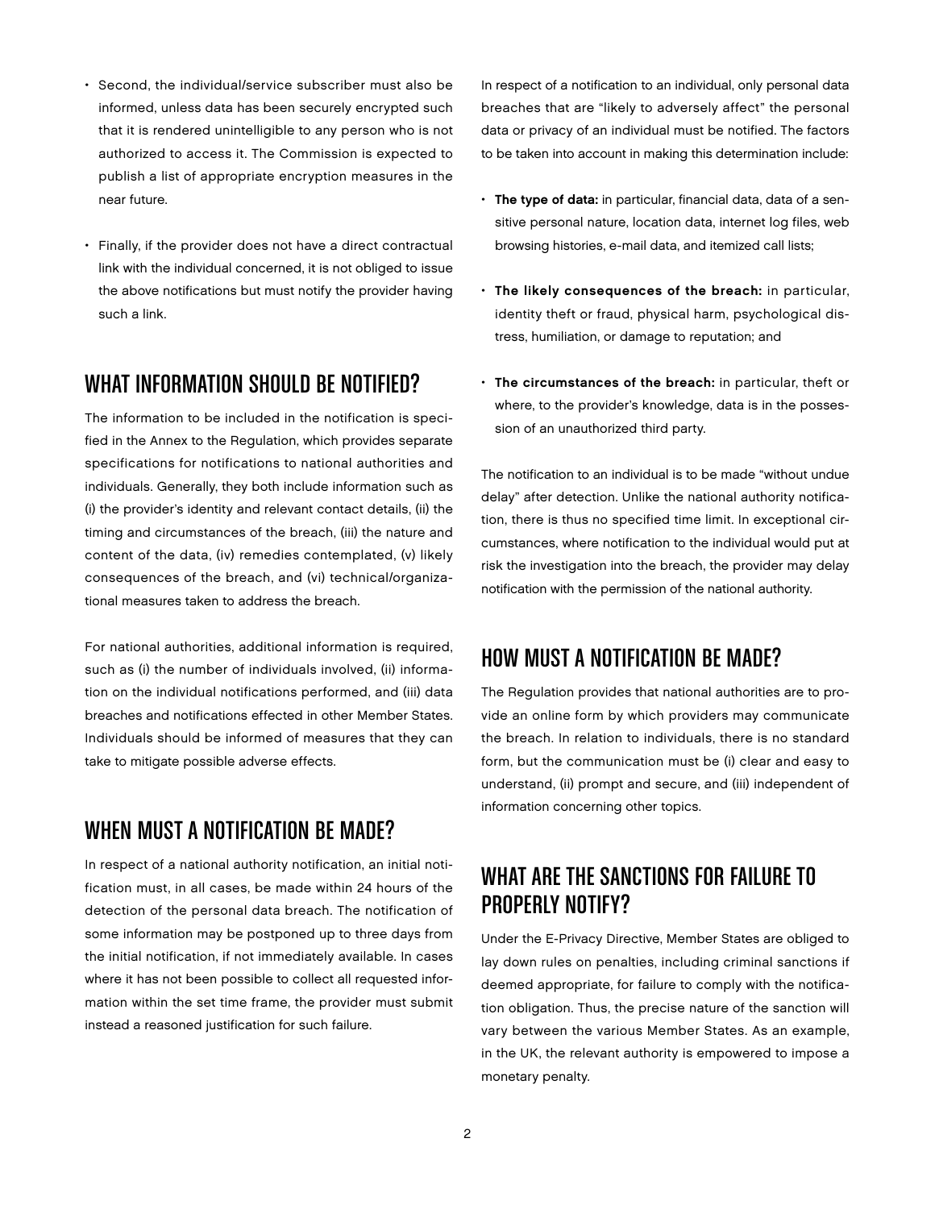- Second, the individual/service subscriber must also be informed, unless data has been securely encrypted such that it is rendered unintelligible to any person who is not authorized to access it. The Commission is expected to publish a list of appropriate encryption measures in the near future.

- Finally, if the provider does not have a direct contractual link with the individual concerned, it is not obliged to issue the above notifications but must notify the provider having such a link.

## WHAT INFORMATION SHOULD BE NOTIFIED?

The information to be included in the notification is specified in the Annex to the Regulation, which provides separate specifications for notifications to national authorities and individuals. Generally, they both include information such as (i) the provider's identity and relevant contact details, (ii) the timing and circumstances of the breach, (iii) the nature and content of the data, (iv) remedies contemplated, (v) likely consequences of the breach, and (vi) technical/organizational measures taken to address the breach.

For national authorities, additional information is required, such as (i) the number of individuals involved, (ii) information on the individual notifications performed, and (iii) data breaches and notifications effected in other Member States. Individuals should be informed of measures that they can take to mitigate possible adverse effects.

## WHEN MUST A NOTIFICATION BE MADE?

In respect of a national authority notification, an initial notification must, in all cases, be made within 24 hours of the detection of the personal data breach. The notification of some information may be postponed up to three days from the initial notification, if not immediately available. In cases where it has not been possible to collect all requested information within the set time frame, the provider must submit instead a reasoned justification for such failure.

In respect of a notification to an individual, only personal data breaches that are "likely to adversely affect" the personal data or privacy of an individual must be notified. The factors to be taken into account in making this determination include:

- **The type of data:** in particular, financial data, data of a sensitive personal nature, location data, internet log files, web browsing histories, e-mail data, and itemized call lists;

- **The likely consequences of the breach:** in particular, identity theft or fraud, physical harm, psychological distress, humiliation, or damage to reputation; and

- **The circumstances of the breach:** in particular, theft or where, to the provider's knowledge, data is in the possession of an unauthorized third party.

The notification to an individual is to be made "without undue delay" after detection. Unlike the national authority notification, there is thus no specified time limit. In exceptional circumstances, where notification to the individual would put at risk the investigation into the breach, the provider may delay notification with the permission of the national authority.

## HOW MUST A NOTIFICATION BE MADE?

The Regulation provides that national authorities are to provide an online form by which providers may communicate the breach. In relation to individuals, there is no standard form, but the communication must be (i) clear and easy to understand, (ii) prompt and secure, and (iii) independent of information concerning other topics.

## WHAT ARE THE SANCTIONS FOR FAILURE TO PROPERLY NOTIFY?

Under the E-Privacy Directive, Member States are obliged to lay down rules on penalties, including criminal sanctions if deemed appropriate, for failure to comply with the notification obligation. Thus, the precise nature of the sanction will vary between the various Member States. As an example, in the UK, the relevant authority is empowered to impose a monetary penalty.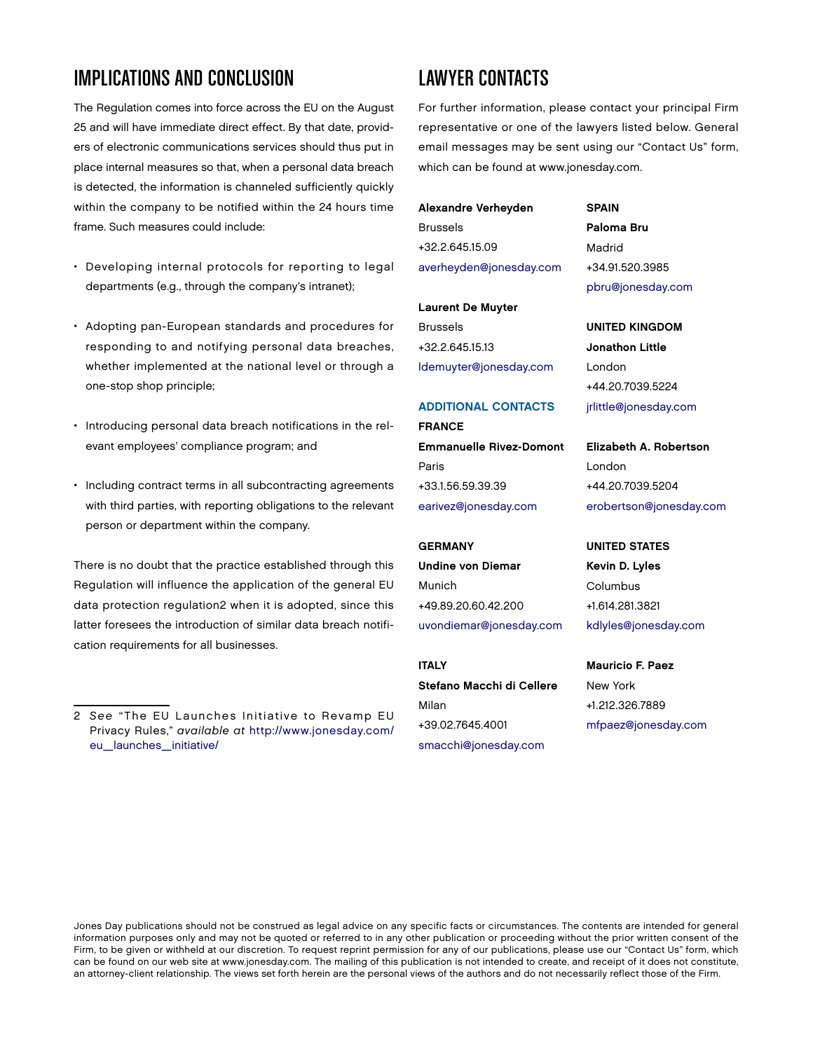## IMPLICATIONS AND CONCLUSION

The Regulation comes into force across the EU on the August 25 and will have immediate direct effect. By that date, providers of electronic communications services should thus put in place internal measures so that, when a personal data breach is detected, the information is channeled sufficiently quickly within the company to be notified within the 24 hours time frame. Such measures could include:

- Developing internal protocols for reporting to legal departments (e.g., through the company's intranet);
- Adopting pan-European standards and procedures for responding to and notifying personal data breaches, whether implemented at the national level or through a one-stop shop principle;
- Introducing personal data breach notifications in the relevant employees' compliance program; and
- Including contract terms in all subcontracting agreements with third parties, with reporting obligations to the relevant person or department within the company.

There is no doubt that the practice established through this Regulation will influence the application of the general EU data protection regulation[2] when it is adopted, since this latter foresees the introduction of similar data breach notification requirements for all businesses.

2 *See* "The EU Launches Initiative to Revamp EU Privacy Rules," *available at* http://www.jonesday.com/eu__launches__initiative/

## LAWYER CONTACTS

For further information, please contact your principal Firm representative or one of the lawyers listed below. General email messages may be sent using our "Contact Us" form, which can be found at www.jonesday.com.

**Alexandre Verheyden**
Brussels
+32.2.645.15.09
averheyden@jonesday.com

**Laurent De Muyter**
Brussels
+32.2.645.15.13
ldemuyter@jonesday.com

**ADDITIONAL CONTACTS**

**FRANCE**
**Emmanuelle Rivez-Domont**
Paris
+33.1.56.59.39.39
earivez@jonesday.com

**GERMANY**
**Undine von Diemar**
Munich
+49.89.20.60.42.200
uvondiemar@jonesday.com

**ITALY**
**Stefano Macchi di Cellere**
Milan
+39.02.7645.4001
smacchi@jonesday.com

**SPAIN**
**Paloma Bru**
Madrid
+34.91.520.3985
pbru@jonesday.com

**UNITED KINGDOM**
**Jonathon Little**
London
+44.20.7039.5224
jrlittle@jonesday.com

**Elizabeth A. Robertson**
London
+44.20.7039.5204
erobertson@jonesday.com

**UNITED STATES**
**Kevin D. Lyles**
Columbus
+1.614.281.3821
kdlyles@jonesday.com

**Mauricio F. Paez**
New York
+1.212.326.7889
mfpaez@jonesday.com

Jones Day publications should not be construed as legal advice on any specific facts or circumstances. The contents are intended for general information purposes only and may not be quoted or referred to in any other publication or proceeding without the prior written consent of the Firm, to be given or withheld at our discretion. To request reprint permission for any of our publications, please use our "Contact Us" form, which can be found on our web site at www.jonesday.com. The mailing of this publication is not intended to create, and receipt of it does not constitute, an attorney-client relationship. The views set forth herein are the personal views of the authors and do not necessarily reflect those of the Firm.